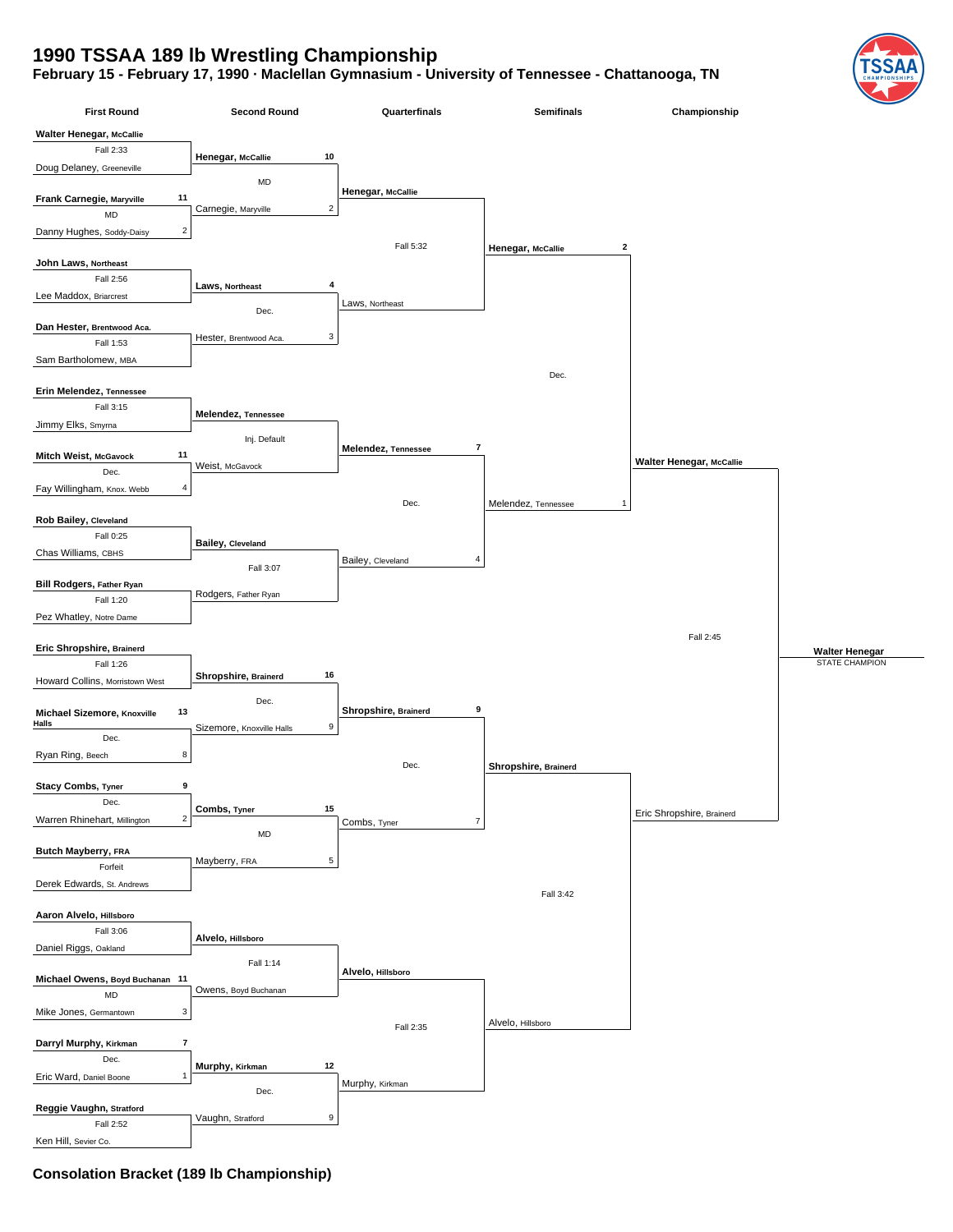# 1990 TSSAA 189 lb Wrestling Championship

**February 15 - February 17, 1990 · Maclellan Gymnasium - University of Tennessee - Chattanooga, TN**

## First Round

| Winner | Result | Opponent |
|---|---|---|
| **Walter Henegar**, McCallie | Fall 2:33 | Doug Delaney, Greeneville |
| **Frank Carnegie**, Maryville 11 | MD | Danny Hughes, Soddy-Daisy 2 |
| **John Laws**, Northeast | Fall 2:56 | Lee Maddox, Briarcrest |
| **Dan Hester**, Brentwood Aca. | Fall 1:53 | Sam Bartholomew, MBA |
| **Erin Melendez**, Tennessee | Fall 3:15 | Jimmy Elks, Smyrna |
| **Mitch Weist**, McGavock 11 | Dec. | Fay Willingham, Knox. Webb 4 |
| **Rob Bailey**, Cleveland | Fall 0:25 | Chas Williams, CBHS |
| **Bill Rodgers**, Father Ryan | Fall 1:20 | Pez Whatley, Notre Dame |
| **Eric Shropshire**, Brainerd | Fall 1:26 | Howard Collins, Morristown West |
| **Michael Sizemore**, Knoxville Halls 13 | Dec. | Ryan Ring, Beech 8 |
| **Stacy Combs**, Tyner 9 | Dec. | Warren Rhinehart, Millington 2 |
| **Butch Mayberry**, FRA | Forfeit | Derek Edwards, St. Andrews |
| **Aaron Alvelo**, Hillsboro | Fall 3:06 | Daniel Riggs, Oakland |
| **Michael Owens**, Boyd Buchanan 11 | MD | Mike Jones, Germantown 3 |
| **Darryl Murphy**, Kirkman 7 | Dec. | Eric Ward, Daniel Boone 1 |
| **Reggie Vaughn**, Stratford | Fall 2:52 | Ken Hill, Sevier Co. |

## Second Round

| Winner | Result | Opponent |
|---|---|---|
| **Henegar**, McCallie 10 | MD | Carnegie, Maryville 2 |
| **Laws**, Northeast 4 | Dec. | Hester, Brentwood Aca. 3 |
| **Melendez**, Tennessee | Inj. Default | Weist, McGavock |
| **Bailey**, Cleveland | Fall 3:07 | Rodgers, Father Ryan |
| **Shropshire**, Brainerd 16 | Dec. | Sizemore, Knoxville Halls 9 |
| **Combs**, Tyner 15 | MD | Mayberry, FRA 5 |
| **Alvelo**, Hillsboro | Fall 1:14 | Owens, Boyd Buchanan |
| **Murphy**, Kirkman 12 | Dec. | Vaughn, Stratford 9 |

## Quarterfinals

| Winner | Result | Opponent |
|---|---|---|
| **Henegar**, McCallie | Fall 5:32 | Laws, Northeast |
| **Melendez**, Tennessee 7 | Dec. | Bailey, Cleveland 4 |
| **Shropshire**, Brainerd 9 | Dec. | Combs, Tyner 7 |
| **Alvelo**, Hillsboro | Fall 2:35 | Murphy, Kirkman |

## Semifinals

| Winner | Result | Opponent |
|---|---|---|
| **Henegar**, McCallie 2 | Dec. | Melendez, Tennessee 1 |
| **Shropshire**, Brainerd | Fall 3:42 | Alvelo, Hillsboro |

## Championship

| Winner | Result | Opponent |
|---|---|---|
| **Walter Henegar**, McCallie | Fall 2:45 | Eric Shropshire, Brainerd |

**Walter Henegar**
STATE CHAMPION

## Consolation Bracket (189 lb Championship)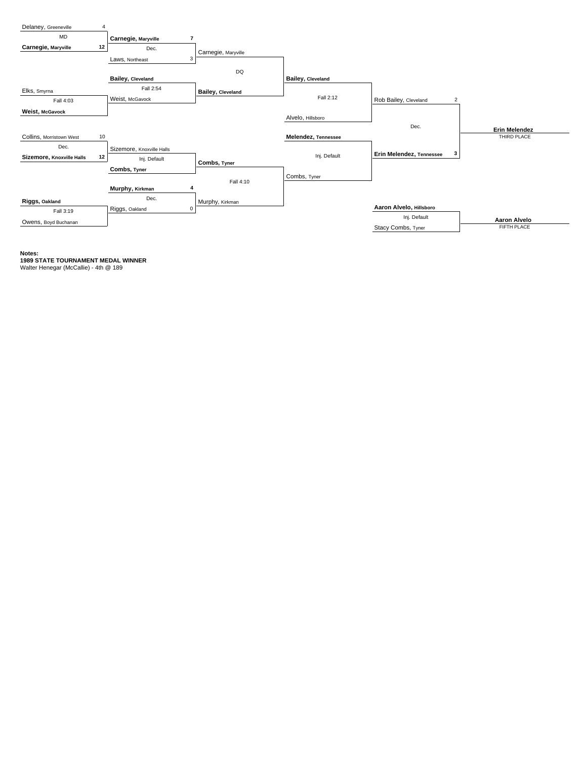**Consolation Bracket**

**First round**

| Wrestler | Score | Result |
| --- | --- | --- |
| Delaney, Greeneville | 4 | MD |
| **Carnegie, Maryville** | 12 | |
| Elks, Smyrna | | Fall 4:03 |
| **Weist, McGavock** | | |
| Collins, Morristown West | 10 | Dec. |
| **Sizemore, Knoxville Halls** | 12 | |
| **Riggs, Oakland** | | Fall 3:19 |
| Owens, Boyd Buchanan | | |

**Second round**

| Wrestler | Score | Result |
| --- | --- | --- |
| **Carnegie, Maryville** | 7 | Dec. |
| Laws, Northeast | 3 | |
| **Bailey, Cleveland** | | Fall 2:54 |
| Weist, McGavock | | |
| Sizemore, Knoxville Halls | | Inj. Default |
| **Combs, Tyner** | | |
| **Murphy, Kirkman** | 4 | Dec. |
| Riggs, Oakland | 0 | |

**Third round**

| Wrestler | Result |
| --- | --- |
| Carnegie, Maryville | DQ |
| **Bailey, Cleveland** | |
| **Combs, Tyner** | Fall 4:10 |
| Murphy, Kirkman | |

**Fourth round**

| Wrestler | Result |
| --- | --- |
| **Bailey, Cleveland** | Fall 2:12 |
| Alvelo, Hillsboro | |
| **Melendez, Tennessee** | Inj. Default |
| Combs, Tyner | |

**Third place match**

| Wrestler | Score | Result |
| --- | --- | --- |
| Rob Bailey, Cleveland | 2 | Dec. |
| **Erin Melendez, Tennessee** | 3 | |

**Erin Melendez** — THIRD PLACE

**Fifth place match**

| Wrestler | Result |
| --- | --- |
| **Aaron Alvelo, Hillsboro** | Inj. Default |
| Stacy Combs, Tyner | |

**Aaron Alvelo** — FIFTH PLACE

**Notes:**
**1989 STATE TOURNAMENT MEDAL WINNER**
Walter Henegar (McCallie) - 4th @ 189